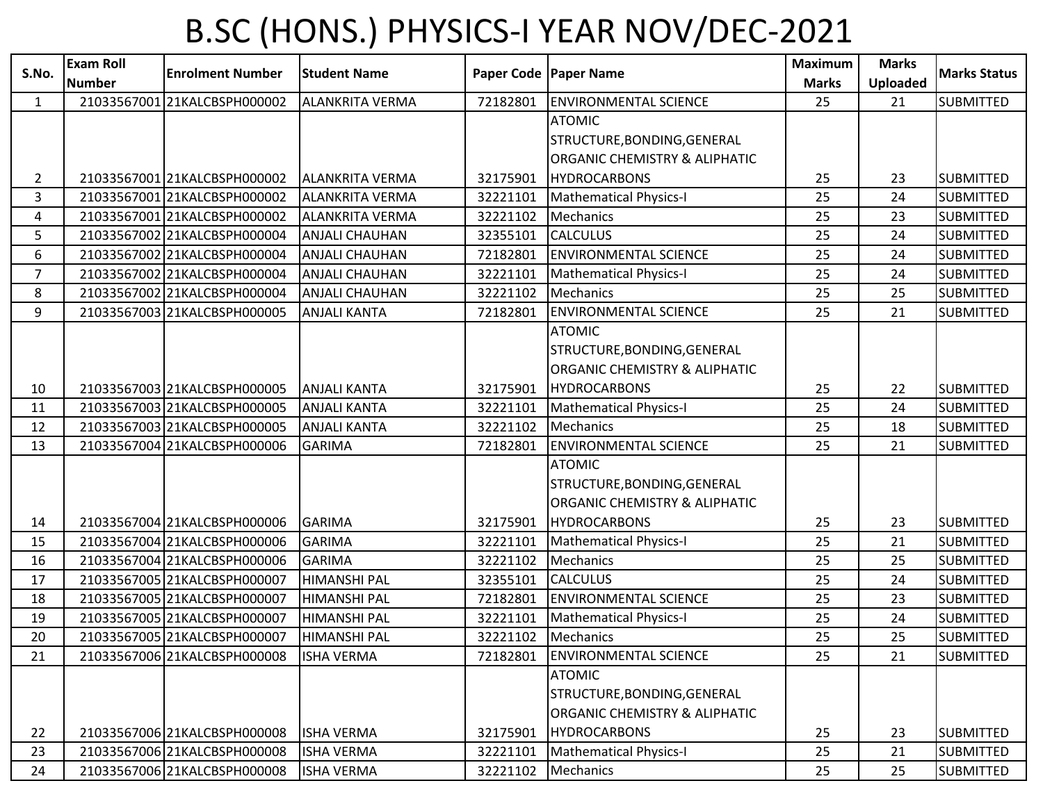# B.SC (HONS.) PHYSICS-I YEAR NOV/DEC-2021

| S.No. | Exam Roll Number | Enrolment Number | Student Name | Paper Code | Paper Name | Maximum Marks | Marks Uploaded | Marks Status |
|---|---|---|---|---|---|---|---|---|
| 1 | 21033567001 | 21KALCBSPH000002 | ALANKRITA VERMA | 72182801 | ENVIRONMENTAL SCIENCE | 25 | 21 | SUBMITTED |
| 2 | 21033567001 | 21KALCBSPH000002 | ALANKRITA VERMA | 32175901 | ATOMIC STRUCTURE,BONDING,GENERAL ORGANIC CHEMISTRY & ALIPHATIC HYDROCARBONS | 25 | 23 | SUBMITTED |
| 3 | 21033567001 | 21KALCBSPH000002 | ALANKRITA VERMA | 32221101 | Mathematical Physics-I | 25 | 24 | SUBMITTED |
| 4 | 21033567001 | 21KALCBSPH000002 | ALANKRITA VERMA | 32221102 | Mechanics | 25 | 23 | SUBMITTED |
| 5 | 21033567002 | 21KALCBSPH000004 | ANJALI CHAUHAN | 32355101 | CALCULUS | 25 | 24 | SUBMITTED |
| 6 | 21033567002 | 21KALCBSPH000004 | ANJALI CHAUHAN | 72182801 | ENVIRONMENTAL SCIENCE | 25 | 24 | SUBMITTED |
| 7 | 21033567002 | 21KALCBSPH000004 | ANJALI CHAUHAN | 32221101 | Mathematical Physics-I | 25 | 24 | SUBMITTED |
| 8 | 21033567002 | 21KALCBSPH000004 | ANJALI CHAUHAN | 32221102 | Mechanics | 25 | 25 | SUBMITTED |
| 9 | 21033567003 | 21KALCBSPH000005 | ANJALI KANTA | 72182801 | ENVIRONMENTAL SCIENCE | 25 | 21 | SUBMITTED |
| 10 | 21033567003 | 21KALCBSPH000005 | ANJALI KANTA | 32175901 | ATOMIC STRUCTURE,BONDING,GENERAL ORGANIC CHEMISTRY & ALIPHATIC HYDROCARBONS | 25 | 22 | SUBMITTED |
| 11 | 21033567003 | 21KALCBSPH000005 | ANJALI KANTA | 32221101 | Mathematical Physics-I | 25 | 24 | SUBMITTED |
| 12 | 21033567003 | 21KALCBSPH000005 | ANJALI KANTA | 32221102 | Mechanics | 25 | 18 | SUBMITTED |
| 13 | 21033567004 | 21KALCBSPH000006 | GARIMA | 72182801 | ENVIRONMENTAL SCIENCE | 25 | 21 | SUBMITTED |
| 14 | 21033567004 | 21KALCBSPH000006 | GARIMA | 32175901 | ATOMIC STRUCTURE,BONDING,GENERAL ORGANIC CHEMISTRY & ALIPHATIC HYDROCARBONS | 25 | 23 | SUBMITTED |
| 15 | 21033567004 | 21KALCBSPH000006 | GARIMA | 32221101 | Mathematical Physics-I | 25 | 21 | SUBMITTED |
| 16 | 21033567004 | 21KALCBSPH000006 | GARIMA | 32221102 | Mechanics | 25 | 25 | SUBMITTED |
| 17 | 21033567005 | 21KALCBSPH000007 | HIMANSHI PAL | 32355101 | CALCULUS | 25 | 24 | SUBMITTED |
| 18 | 21033567005 | 21KALCBSPH000007 | HIMANSHI PAL | 72182801 | ENVIRONMENTAL SCIENCE | 25 | 23 | SUBMITTED |
| 19 | 21033567005 | 21KALCBSPH000007 | HIMANSHI PAL | 32221101 | Mathematical Physics-I | 25 | 24 | SUBMITTED |
| 20 | 21033567005 | 21KALCBSPH000007 | HIMANSHI PAL | 32221102 | Mechanics | 25 | 25 | SUBMITTED |
| 21 | 21033567006 | 21KALCBSPH000008 | ISHA VERMA | 72182801 | ENVIRONMENTAL SCIENCE | 25 | 21 | SUBMITTED |
| 22 | 21033567006 | 21KALCBSPH000008 | ISHA VERMA | 32175901 | ATOMIC STRUCTURE,BONDING,GENERAL ORGANIC CHEMISTRY & ALIPHATIC HYDROCARBONS | 25 | 23 | SUBMITTED |
| 23 | 21033567006 | 21KALCBSPH000008 | ISHA VERMA | 32221101 | Mathematical Physics-I | 25 | 21 | SUBMITTED |
| 24 | 21033567006 | 21KALCBSPH000008 | ISHA VERMA | 32221102 | Mechanics | 25 | 25 | SUBMITTED |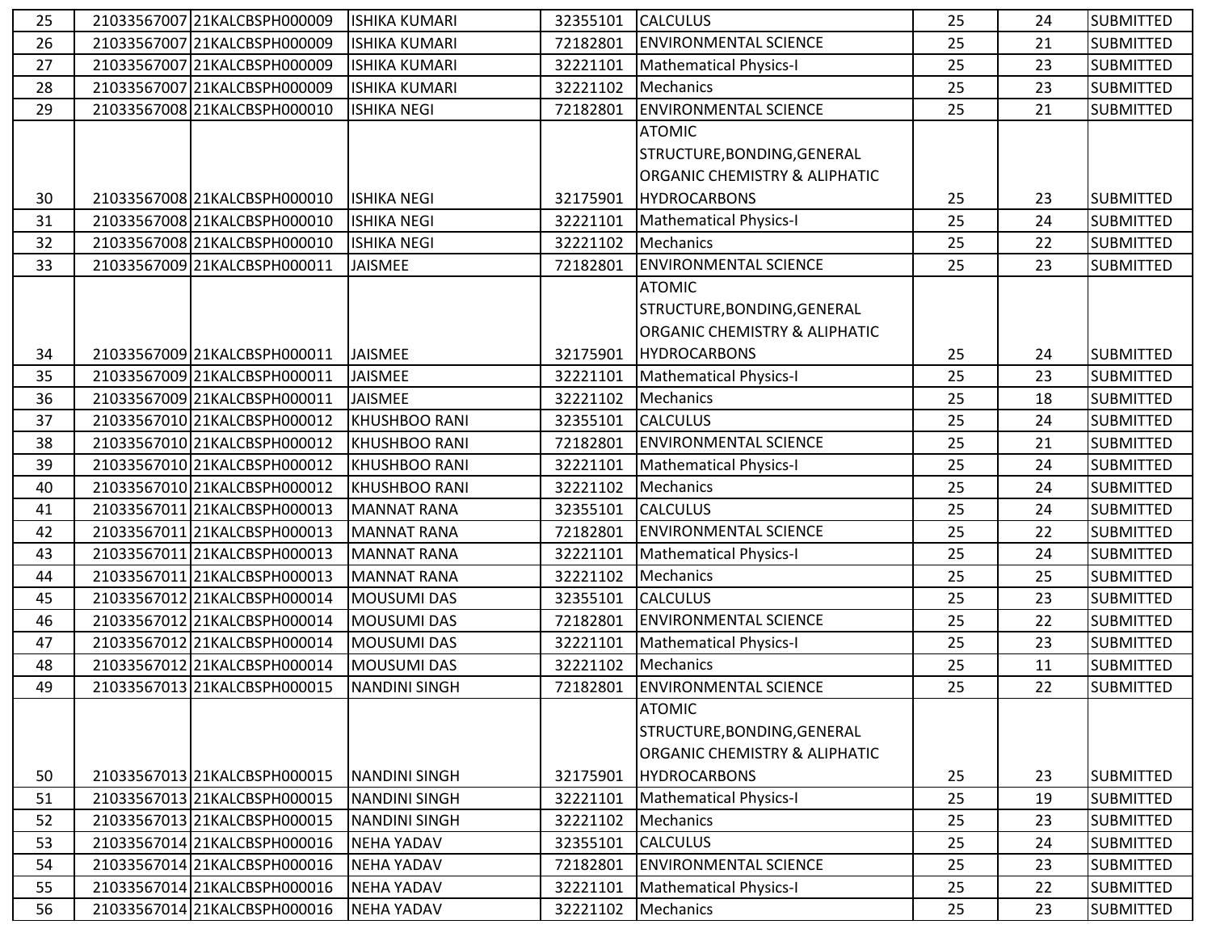| 25 | 21033567007 | 21KALCBSPH000009 | ISHIKA KUMARI | 32355101 | CALCULUS | 25 | 24 | SUBMITTED |
|---|---|---|---|---|---|---|---|---|
| 26 | 21033567007 | 21KALCBSPH000009 | ISHIKA KUMARI | 72182801 | ENVIRONMENTAL SCIENCE | 25 | 21 | SUBMITTED |
| 27 | 21033567007 | 21KALCBSPH000009 | ISHIKA KUMARI | 32221101 | Mathematical Physics-I | 25 | 23 | SUBMITTED |
| 28 | 21033567007 | 21KALCBSPH000009 | ISHIKA KUMARI | 32221102 | Mechanics | 25 | 23 | SUBMITTED |
| 29 | 21033567008 | 21KALCBSPH000010 | ISHIKA NEGI | 72182801 | ENVIRONMENTAL SCIENCE | 25 | 21 | SUBMITTED |
| 30 | 21033567008 | 21KALCBSPH000010 | ISHIKA NEGI | 32175901 | ATOMIC STRUCTURE,BONDING,GENERAL ORGANIC CHEMISTRY & ALIPHATIC HYDROCARBONS | 25 | 23 | SUBMITTED |
| 31 | 21033567008 | 21KALCBSPH000010 | ISHIKA NEGI | 32221101 | Mathematical Physics-I | 25 | 24 | SUBMITTED |
| 32 | 21033567008 | 21KALCBSPH000010 | ISHIKA NEGI | 32221102 | Mechanics | 25 | 22 | SUBMITTED |
| 33 | 21033567009 | 21KALCBSPH000011 | JAISMEE | 72182801 | ENVIRONMENTAL SCIENCE | 25 | 23 | SUBMITTED |
| 34 | 21033567009 | 21KALCBSPH000011 | JAISMEE | 32175901 | ATOMIC STRUCTURE,BONDING,GENERAL ORGANIC CHEMISTRY & ALIPHATIC HYDROCARBONS | 25 | 24 | SUBMITTED |
| 35 | 21033567009 | 21KALCBSPH000011 | JAISMEE | 32221101 | Mathematical Physics-I | 25 | 23 | SUBMITTED |
| 36 | 21033567009 | 21KALCBSPH000011 | JAISMEE | 32221102 | Mechanics | 25 | 18 | SUBMITTED |
| 37 | 21033567010 | 21KALCBSPH000012 | KHUSHBOO RANI | 32355101 | CALCULUS | 25 | 24 | SUBMITTED |
| 38 | 21033567010 | 21KALCBSPH000012 | KHUSHBOO RANI | 72182801 | ENVIRONMENTAL SCIENCE | 25 | 21 | SUBMITTED |
| 39 | 21033567010 | 21KALCBSPH000012 | KHUSHBOO RANI | 32221101 | Mathematical Physics-I | 25 | 24 | SUBMITTED |
| 40 | 21033567010 | 21KALCBSPH000012 | KHUSHBOO RANI | 32221102 | Mechanics | 25 | 24 | SUBMITTED |
| 41 | 21033567011 | 21KALCBSPH000013 | MANNAT RANA | 32355101 | CALCULUS | 25 | 24 | SUBMITTED |
| 42 | 21033567011 | 21KALCBSPH000013 | MANNAT RANA | 72182801 | ENVIRONMENTAL SCIENCE | 25 | 22 | SUBMITTED |
| 43 | 21033567011 | 21KALCBSPH000013 | MANNAT RANA | 32221101 | Mathematical Physics-I | 25 | 24 | SUBMITTED |
| 44 | 21033567011 | 21KALCBSPH000013 | MANNAT RANA | 32221102 | Mechanics | 25 | 25 | SUBMITTED |
| 45 | 21033567012 | 21KALCBSPH000014 | MOUSUMI DAS | 32355101 | CALCULUS | 25 | 23 | SUBMITTED |
| 46 | 21033567012 | 21KALCBSPH000014 | MOUSUMI DAS | 72182801 | ENVIRONMENTAL SCIENCE | 25 | 22 | SUBMITTED |
| 47 | 21033567012 | 21KALCBSPH000014 | MOUSUMI DAS | 32221101 | Mathematical Physics-I | 25 | 23 | SUBMITTED |
| 48 | 21033567012 | 21KALCBSPH000014 | MOUSUMI DAS | 32221102 | Mechanics | 25 | 11 | SUBMITTED |
| 49 | 21033567013 | 21KALCBSPH000015 | NANDINI SINGH | 72182801 | ENVIRONMENTAL SCIENCE | 25 | 22 | SUBMITTED |
| 50 | 21033567013 | 21KALCBSPH000015 | NANDINI SINGH | 32175901 | ATOMIC STRUCTURE,BONDING,GENERAL ORGANIC CHEMISTRY & ALIPHATIC HYDROCARBONS | 25 | 23 | SUBMITTED |
| 51 | 21033567013 | 21KALCBSPH000015 | NANDINI SINGH | 32221101 | Mathematical Physics-I | 25 | 19 | SUBMITTED |
| 52 | 21033567013 | 21KALCBSPH000015 | NANDINI SINGH | 32221102 | Mechanics | 25 | 23 | SUBMITTED |
| 53 | 21033567014 | 21KALCBSPH000016 | NEHA YADAV | 32355101 | CALCULUS | 25 | 24 | SUBMITTED |
| 54 | 21033567014 | 21KALCBSPH000016 | NEHA YADAV | 72182801 | ENVIRONMENTAL SCIENCE | 25 | 23 | SUBMITTED |
| 55 | 21033567014 | 21KALCBSPH000016 | NEHA YADAV | 32221101 | Mathematical Physics-I | 25 | 22 | SUBMITTED |
| 56 | 21033567014 | 21KALCBSPH000016 | NEHA YADAV | 32221102 | Mechanics | 25 | 23 | SUBMITTED |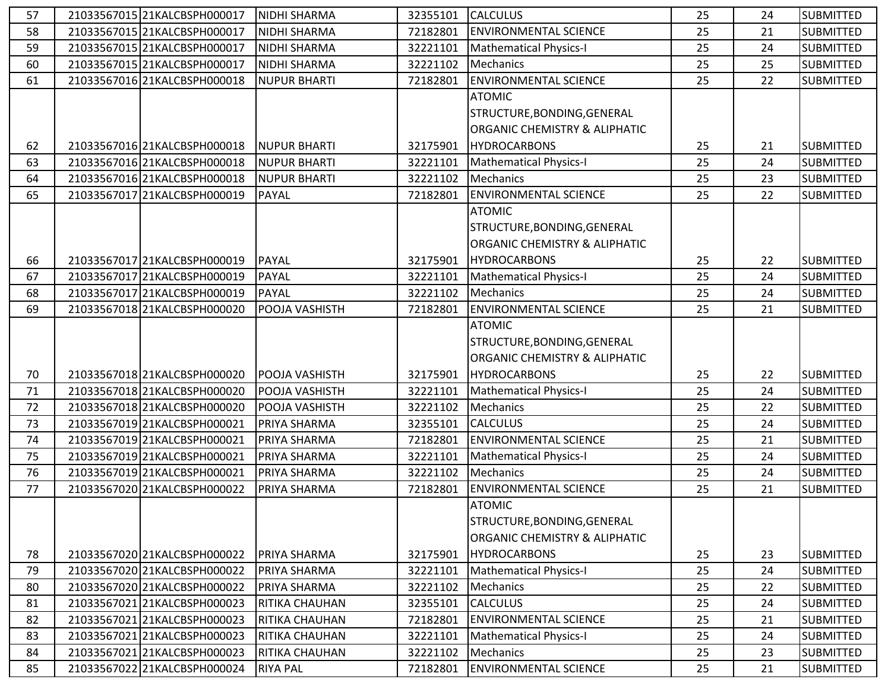| 57 | 21033567015 | 21KALCBSPH000017 | NIDHI SHARMA | 32355101 | CALCULUS | 25 | 24 | SUBMITTED |
|---|---|---|---|---|---|---|---|---|
| 58 | 21033567015 | 21KALCBSPH000017 | NIDHI SHARMA | 72182801 | ENVIRONMENTAL SCIENCE | 25 | 21 | SUBMITTED |
| 59 | 21033567015 | 21KALCBSPH000017 | NIDHI SHARMA | 32221101 | Mathematical Physics-I | 25 | 24 | SUBMITTED |
| 60 | 21033567015 | 21KALCBSPH000017 | NIDHI SHARMA | 32221102 | Mechanics | 25 | 25 | SUBMITTED |
| 61 | 21033567016 | 21KALCBSPH000018 | NUPUR BHARTI | 72182801 | ENVIRONMENTAL SCIENCE | 25 | 22 | SUBMITTED |
| 62 | 21033567016 | 21KALCBSPH000018 | NUPUR BHARTI | 32175901 | ATOMIC STRUCTURE,BONDING,GENERAL ORGANIC CHEMISTRY & ALIPHATIC HYDROCARBONS | 25 | 21 | SUBMITTED |
| 63 | 21033567016 | 21KALCBSPH000018 | NUPUR BHARTI | 32221101 | Mathematical Physics-I | 25 | 24 | SUBMITTED |
| 64 | 21033567016 | 21KALCBSPH000018 | NUPUR BHARTI | 32221102 | Mechanics | 25 | 23 | SUBMITTED |
| 65 | 21033567017 | 21KALCBSPH000019 | PAYAL | 72182801 | ENVIRONMENTAL SCIENCE | 25 | 22 | SUBMITTED |
| 66 | 21033567017 | 21KALCBSPH000019 | PAYAL | 32175901 | ATOMIC STRUCTURE,BONDING,GENERAL ORGANIC CHEMISTRY & ALIPHATIC HYDROCARBONS | 25 | 22 | SUBMITTED |
| 67 | 21033567017 | 21KALCBSPH000019 | PAYAL | 32221101 | Mathematical Physics-I | 25 | 24 | SUBMITTED |
| 68 | 21033567017 | 21KALCBSPH000019 | PAYAL | 32221102 | Mechanics | 25 | 24 | SUBMITTED |
| 69 | 21033567018 | 21KALCBSPH000020 | POOJA VASHISTH | 72182801 | ENVIRONMENTAL SCIENCE | 25 | 21 | SUBMITTED |
| 70 | 21033567018 | 21KALCBSPH000020 | POOJA VASHISTH | 32175901 | ATOMIC STRUCTURE,BONDING,GENERAL ORGANIC CHEMISTRY & ALIPHATIC HYDROCARBONS | 25 | 22 | SUBMITTED |
| 71 | 21033567018 | 21KALCBSPH000020 | POOJA VASHISTH | 32221101 | Mathematical Physics-I | 25 | 24 | SUBMITTED |
| 72 | 21033567018 | 21KALCBSPH000020 | POOJA VASHISTH | 32221102 | Mechanics | 25 | 22 | SUBMITTED |
| 73 | 21033567019 | 21KALCBSPH000021 | PRIYA SHARMA | 32355101 | CALCULUS | 25 | 24 | SUBMITTED |
| 74 | 21033567019 | 21KALCBSPH000021 | PRIYA SHARMA | 72182801 | ENVIRONMENTAL SCIENCE | 25 | 21 | SUBMITTED |
| 75 | 21033567019 | 21KALCBSPH000021 | PRIYA SHARMA | 32221101 | Mathematical Physics-I | 25 | 24 | SUBMITTED |
| 76 | 21033567019 | 21KALCBSPH000021 | PRIYA SHARMA | 32221102 | Mechanics | 25 | 24 | SUBMITTED |
| 77 | 21033567020 | 21KALCBSPH000022 | PRIYA SHARMA | 72182801 | ENVIRONMENTAL SCIENCE | 25 | 21 | SUBMITTED |
| 78 | 21033567020 | 21KALCBSPH000022 | PRIYA SHARMA | 32175901 | ATOMIC STRUCTURE,BONDING,GENERAL ORGANIC CHEMISTRY & ALIPHATIC HYDROCARBONS | 25 | 23 | SUBMITTED |
| 79 | 21033567020 | 21KALCBSPH000022 | PRIYA SHARMA | 32221101 | Mathematical Physics-I | 25 | 24 | SUBMITTED |
| 80 | 21033567020 | 21KALCBSPH000022 | PRIYA SHARMA | 32221102 | Mechanics | 25 | 22 | SUBMITTED |
| 81 | 21033567021 | 21KALCBSPH000023 | RITIKA CHAUHAN | 32355101 | CALCULUS | 25 | 24 | SUBMITTED |
| 82 | 21033567021 | 21KALCBSPH000023 | RITIKA CHAUHAN | 72182801 | ENVIRONMENTAL SCIENCE | 25 | 21 | SUBMITTED |
| 83 | 21033567021 | 21KALCBSPH000023 | RITIKA CHAUHAN | 32221101 | Mathematical Physics-I | 25 | 24 | SUBMITTED |
| 84 | 21033567021 | 21KALCBSPH000023 | RITIKA CHAUHAN | 32221102 | Mechanics | 25 | 23 | SUBMITTED |
| 85 | 21033567022 | 21KALCBSPH000024 | RIYA PAL | 72182801 | ENVIRONMENTAL SCIENCE | 25 | 21 | SUBMITTED |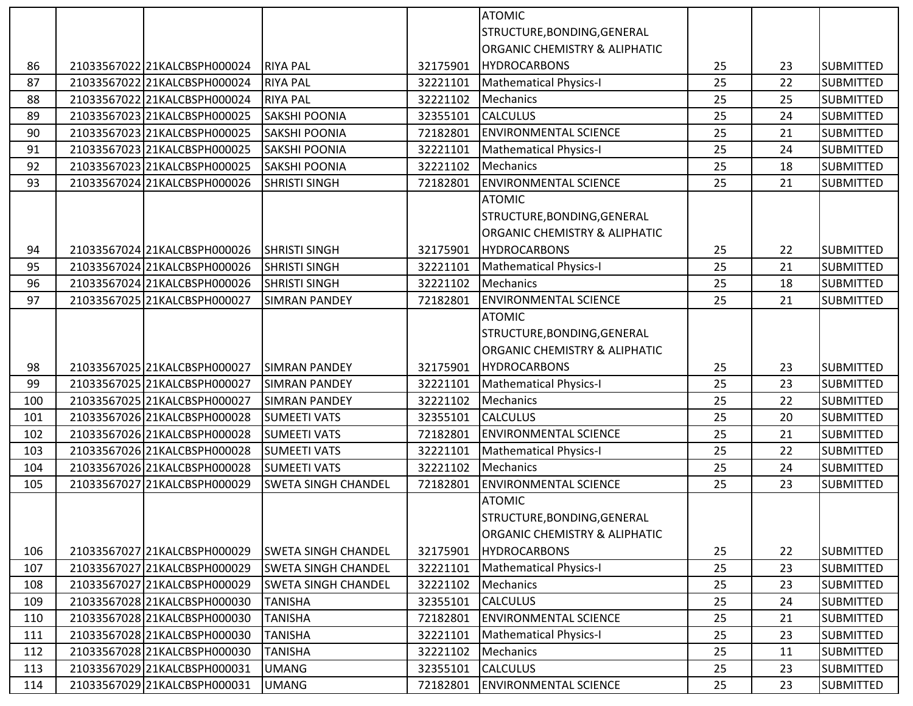| | | | | | | | | |
|---|---|---|---|---|---|---|---|---|
| 86 | 21033567022 | 21KALCBSPH000024 | RIYA PAL | 32175901 | ATOMIC STRUCTURE,BONDING,GENERAL ORGANIC CHEMISTRY & ALIPHATIC HYDROCARBONS | 25 | 23 | SUBMITTED |
| 87 | 21033567022 | 21KALCBSPH000024 | RIYA PAL | 32221101 | Mathematical Physics-I | 25 | 22 | SUBMITTED |
| 88 | 21033567022 | 21KALCBSPH000024 | RIYA PAL | 32221102 | Mechanics | 25 | 25 | SUBMITTED |
| 89 | 21033567023 | 21KALCBSPH000025 | SAKSHI POONIA | 32355101 | CALCULUS | 25 | 24 | SUBMITTED |
| 90 | 21033567023 | 21KALCBSPH000025 | SAKSHI POONIA | 72182801 | ENVIRONMENTAL SCIENCE | 25 | 21 | SUBMITTED |
| 91 | 21033567023 | 21KALCBSPH000025 | SAKSHI POONIA | 32221101 | Mathematical Physics-I | 25 | 24 | SUBMITTED |
| 92 | 21033567023 | 21KALCBSPH000025 | SAKSHI POONIA | 32221102 | Mechanics | 25 | 18 | SUBMITTED |
| 93 | 21033567024 | 21KALCBSPH000026 | SHRISTI SINGH | 72182801 | ENVIRONMENTAL SCIENCE | 25 | 21 | SUBMITTED |
| 94 | 21033567024 | 21KALCBSPH000026 | SHRISTI SINGH | 32175901 | ATOMIC STRUCTURE,BONDING,GENERAL ORGANIC CHEMISTRY & ALIPHATIC HYDROCARBONS | 25 | 22 | SUBMITTED |
| 95 | 21033567024 | 21KALCBSPH000026 | SHRISTI SINGH | 32221101 | Mathematical Physics-I | 25 | 21 | SUBMITTED |
| 96 | 21033567024 | 21KALCBSPH000026 | SHRISTI SINGH | 32221102 | Mechanics | 25 | 18 | SUBMITTED |
| 97 | 21033567025 | 21KALCBSPH000027 | SIMRAN PANDEY | 72182801 | ENVIRONMENTAL SCIENCE | 25 | 21 | SUBMITTED |
| 98 | 21033567025 | 21KALCBSPH000027 | SIMRAN PANDEY | 32175901 | ATOMIC STRUCTURE,BONDING,GENERAL ORGANIC CHEMISTRY & ALIPHATIC HYDROCARBONS | 25 | 23 | SUBMITTED |
| 99 | 21033567025 | 21KALCBSPH000027 | SIMRAN PANDEY | 32221101 | Mathematical Physics-I | 25 | 23 | SUBMITTED |
| 100 | 21033567025 | 21KALCBSPH000027 | SIMRAN PANDEY | 32221102 | Mechanics | 25 | 22 | SUBMITTED |
| 101 | 21033567026 | 21KALCBSPH000028 | SUMEETI VATS | 32355101 | CALCULUS | 25 | 20 | SUBMITTED |
| 102 | 21033567026 | 21KALCBSPH000028 | SUMEETI VATS | 72182801 | ENVIRONMENTAL SCIENCE | 25 | 21 | SUBMITTED |
| 103 | 21033567026 | 21KALCBSPH000028 | SUMEETI VATS | 32221101 | Mathematical Physics-I | 25 | 22 | SUBMITTED |
| 104 | 21033567026 | 21KALCBSPH000028 | SUMEETI VATS | 32221102 | Mechanics | 25 | 24 | SUBMITTED |
| 105 | 21033567027 | 21KALCBSPH000029 | SWETA SINGH CHANDEL | 72182801 | ENVIRONMENTAL SCIENCE | 25 | 23 | SUBMITTED |
| 106 | 21033567027 | 21KALCBSPH000029 | SWETA SINGH CHANDEL | 32175901 | ATOMIC STRUCTURE,BONDING,GENERAL ORGANIC CHEMISTRY & ALIPHATIC HYDROCARBONS | 25 | 22 | SUBMITTED |
| 107 | 21033567027 | 21KALCBSPH000029 | SWETA SINGH CHANDEL | 32221101 | Mathematical Physics-I | 25 | 23 | SUBMITTED |
| 108 | 21033567027 | 21KALCBSPH000029 | SWETA SINGH CHANDEL | 32221102 | Mechanics | 25 | 23 | SUBMITTED |
| 109 | 21033567028 | 21KALCBSPH000030 | TANISHA | 32355101 | CALCULUS | 25 | 24 | SUBMITTED |
| 110 | 21033567028 | 21KALCBSPH000030 | TANISHA | 72182801 | ENVIRONMENTAL SCIENCE | 25 | 21 | SUBMITTED |
| 111 | 21033567028 | 21KALCBSPH000030 | TANISHA | 32221101 | Mathematical Physics-I | 25 | 23 | SUBMITTED |
| 112 | 21033567028 | 21KALCBSPH000030 | TANISHA | 32221102 | Mechanics | 25 | 11 | SUBMITTED |
| 113 | 21033567029 | 21KALCBSPH000031 | UMANG | 32355101 | CALCULUS | 25 | 23 | SUBMITTED |
| 114 | 21033567029 | 21KALCBSPH000031 | UMANG | 72182801 | ENVIRONMENTAL SCIENCE | 25 | 23 | SUBMITTED |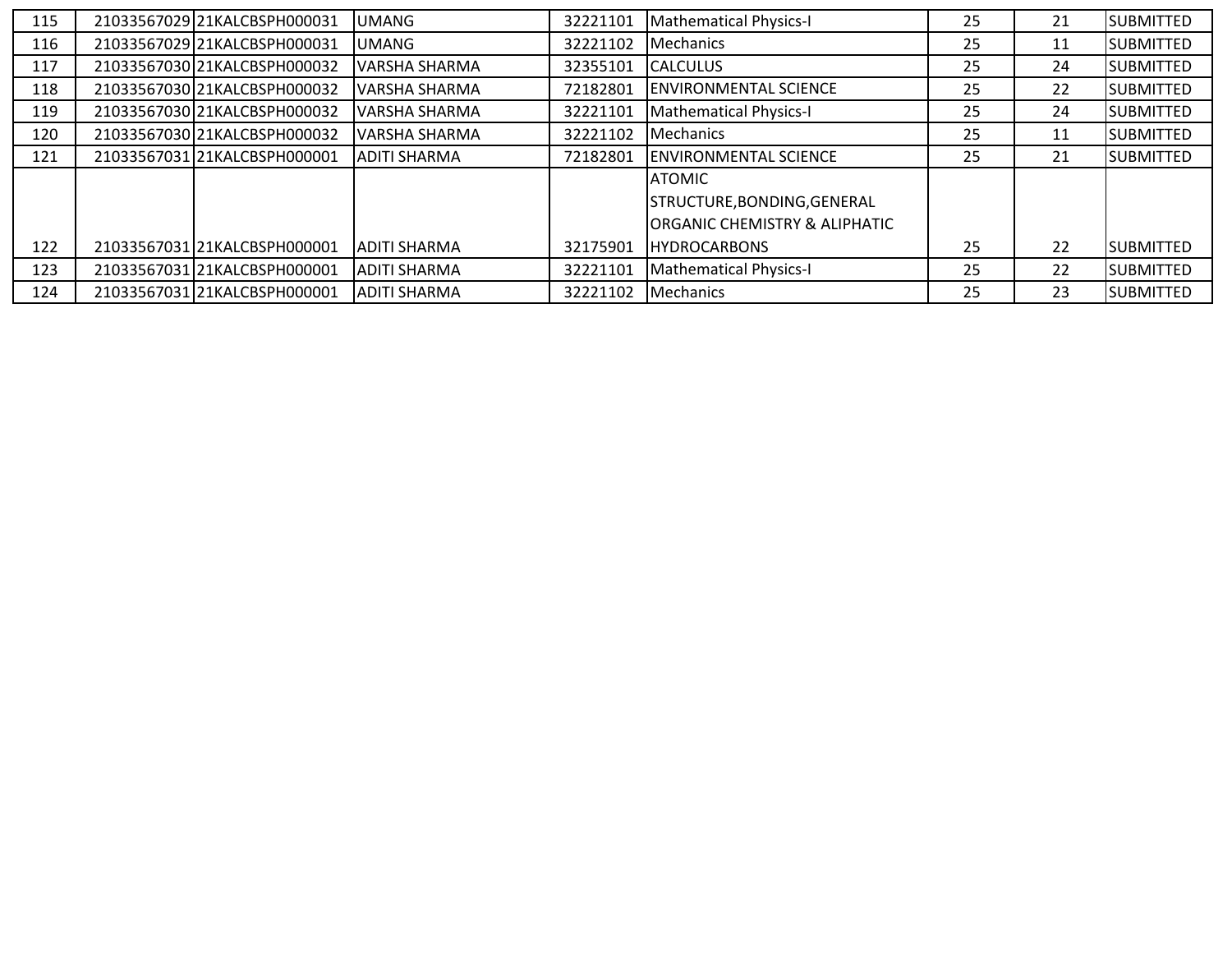| | | | | | | | | |
|---|---|---|---|---|---|---|---|---|
| 115 | 21033567029 | 21KALCBSPH000031 | UMANG | 32221101 | Mathematical Physics-I | 25 | 21 | SUBMITTED |
| 116 | 21033567029 | 21KALCBSPH000031 | UMANG | 32221102 | Mechanics | 25 | 11 | SUBMITTED |
| 117 | 21033567030 | 21KALCBSPH000032 | VARSHA SHARMA | 32355101 | CALCULUS | 25 | 24 | SUBMITTED |
| 118 | 21033567030 | 21KALCBSPH000032 | VARSHA SHARMA | 72182801 | ENVIRONMENTAL SCIENCE | 25 | 22 | SUBMITTED |
| 119 | 21033567030 | 21KALCBSPH000032 | VARSHA SHARMA | 32221101 | Mathematical Physics-I | 25 | 24 | SUBMITTED |
| 120 | 21033567030 | 21KALCBSPH000032 | VARSHA SHARMA | 32221102 | Mechanics | 25 | 11 | SUBMITTED |
| 121 | 21033567031 | 21KALCBSPH000001 | ADITI SHARMA | 72182801 | ENVIRONMENTAL SCIENCE | 25 | 21 | SUBMITTED |
| 122 | 21033567031 | 21KALCBSPH000001 | ADITI SHARMA | 32175901 | ATOMIC STRUCTURE,BONDING,GENERAL ORGANIC CHEMISTRY & ALIPHATIC HYDROCARBONS | 25 | 22 | SUBMITTED |
| 123 | 21033567031 | 21KALCBSPH000001 | ADITI SHARMA | 32221101 | Mathematical Physics-I | 25 | 22 | SUBMITTED |
| 124 | 21033567031 | 21KALCBSPH000001 | ADITI SHARMA | 32221102 | Mechanics | 25 | 23 | SUBMITTED |